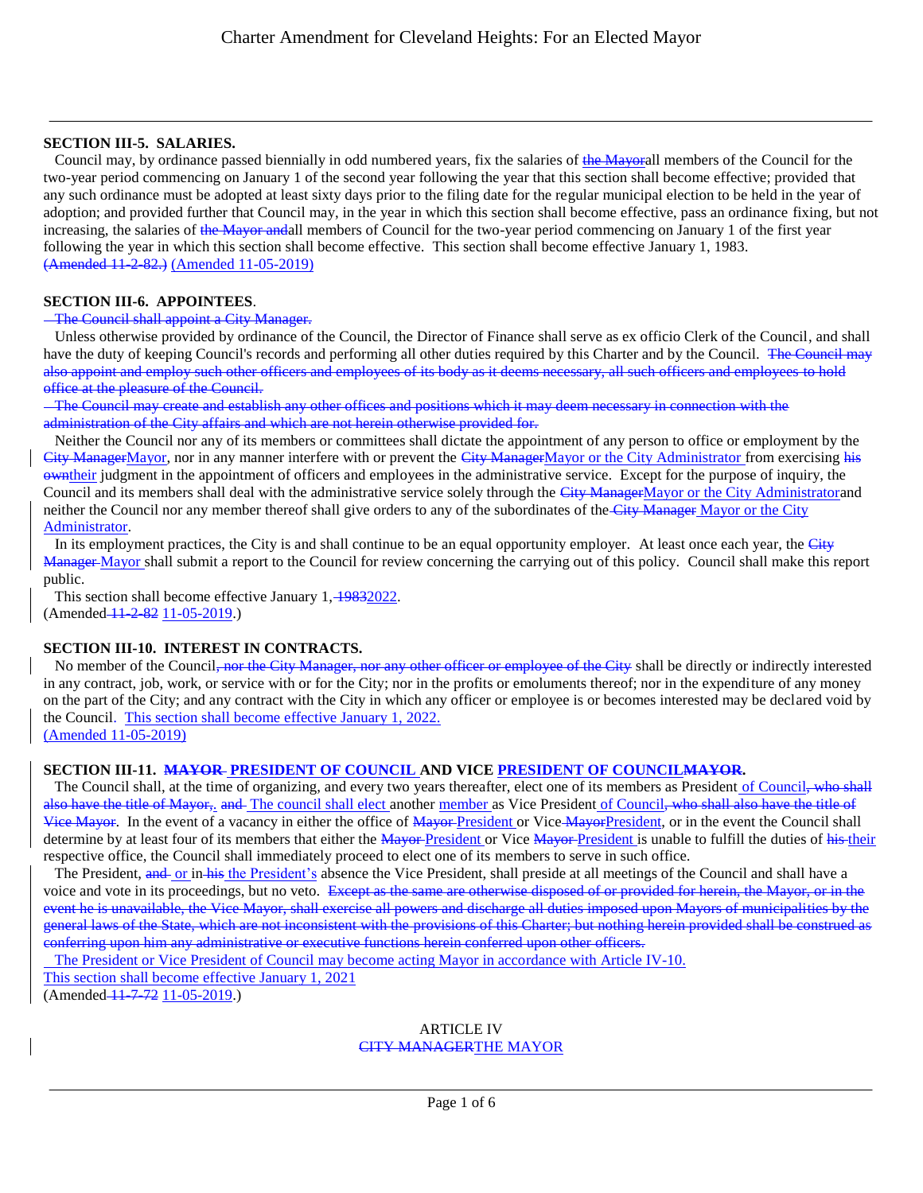**SECTION III-5. SALARIES.**

Council may, by ordinance passed biennially in odd numbered years, fix the salaries of ~~the Mayor~~all members of the Council for the two-year period commencing on January 1 of the second year following the year that this section shall become effective; provided that any such ordinance must be adopted at least sixty days prior to the filing date for the regular municipal election to be held in the year of adoption; and provided further that Council may, in the year in which this section shall become effective, pass an ordinance fixing, but not increasing, the salaries of ~~the Mayor and~~all members of Council for the two-year period commencing on January 1 of the first year following the year in which this section shall become effective. This section shall become effective January 1, 1983.
~~(Amended 11-2-82.)~~ <u>(Amended 11-05-2019)</u>

**SECTION III-6. APPOINTEES**.

~~The Council shall appoint a City Manager.~~

Unless otherwise provided by ordinance of the Council, the Director of Finance shall serve as ex officio Clerk of the Council, and shall have the duty of keeping Council's records and performing all other duties required by this Charter and by the Council. ~~The Council may also appoint and employ such other officers and employees of its body as it deems necessary, all such officers and employees to hold office at the pleasure of the Council.~~

~~The Council may create and establish any other offices and positions which it may deem necessary in connection with the administration of the City affairs and which are not herein otherwise provided for.~~

Neither the Council nor any of its members or committees shall dictate the appointment of any person to office or employment by the ~~City Manager~~<u>Mayor</u>, nor in any manner interfere with or prevent the ~~City Manager~~<u>Mayor or the City Administrator</u> from exercising ~~his own~~<u>their</u> judgment in the appointment of officers and employees in the administrative service. Except for the purpose of inquiry, the Council and its members shall deal with the administrative service solely through the ~~City Manager~~<u>Mayor or the City Administrator</u>and neither the Council nor any member thereof shall give orders to any of the subordinates of the ~~City Manager~~ <u>Mayor or the City Administrator</u>.

In its employment practices, the City is and shall continue to be an equal opportunity employer. At least once each year, the ~~City Manager~~ <u>Mayor</u> shall submit a report to the Council for review concerning the carrying out of this policy. Council shall make this report public.

This section shall become effective January 1, ~~1983~~<u>2022</u>.
(Amended ~~11-2-82~~ <u>11-05-2019</u>.)

**SECTION III-10. INTEREST IN CONTRACTS.**

No member of the Council~~, nor the City Manager, nor any other officer or employee of the City~~ shall be directly or indirectly interested in any contract, job, work, or service with or for the City; nor in the profits or emoluments thereof; nor in the expenditure of any money on the part of the City; and any contract with the City in which any officer or employee is or becomes interested may be declared void by the Council. <u>This section shall become effective January 1, 2022.</u>
<u>(Amended 11-05-2019)</u>

**SECTION III-11. ~~MAYOR~~ <u>PRESIDENT OF COUNCIL</u> AND VICE <u>PRESIDENT OF COUNCIL</u>~~MAYOR~~.**

The Council shall, at the time of organizing, and every two years thereafter, elect one of its members as President <u>of Council</u>~~, who shall also have the title of Mayor,~~. ~~and~~ <u>The council shall elect</u> another <u>member</u> as Vice President <u>of Council</u>~~, who shall also have the title of Vice Mayor~~. In the event of a vacancy in either the office of ~~Mayor~~ <u>President</u> or Vice ~~Mayor~~<u>President</u>, or in the event the Council shall determine by at least four of its members that either the ~~Mayor~~ <u>President</u> or Vice ~~Mayor~~ <u>President</u> is unable to fulfill the duties of ~~his~~ <u>their</u> respective office, the Council shall immediately proceed to elect one of its members to serve in such office.

The President, ~~and~~ <u>or</u> in ~~his~~ <u>the President's</u> absence the Vice President, shall preside at all meetings of the Council and shall have a voice and vote in its proceedings, but no veto. ~~Except as the same are otherwise disposed of or provided for herein, the Mayor, or in the event he is unavailable, the Vice Mayor, shall exercise all powers and discharge all duties imposed upon Mayors of municipalities by the general laws of the State, which are not inconsistent with the provisions of this Charter; but nothing herein provided shall be construed as conferring upon him any administrative or executive functions herein conferred upon other officers.~~

<u>The President or Vice President of Council may become acting Mayor in accordance with Article IV-10.</u>
<u>This section shall become effective January 1, 2021</u>
(Amended ~~11-7-72~~ <u>11-05-2019</u>.)

ARTICLE IV
~~CITY MANAGER~~<u>THE MAYOR</u>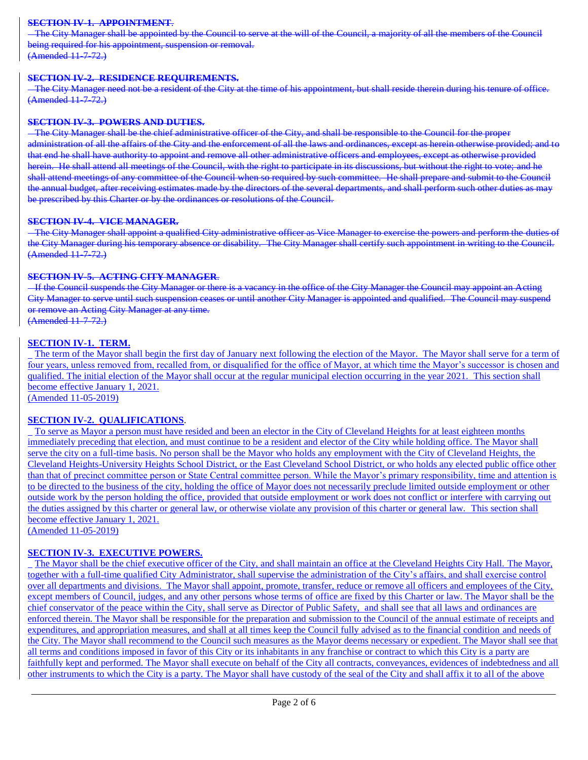~~**SECTION IV-1. APPOINTMENT**.~~

~~The City Manager shall be appointed by the Council to serve at the will of the Council, a majority of all the members of the Council being required for his appointment, suspension or removal.~~
~~(Amended 11-7-72.)~~

~~**SECTION IV-2. RESIDENCE REQUIREMENTS.**~~

~~The City Manager need not be a resident of the City at the time of his appointment, but shall reside therein during his tenure of office.~~
~~(Amended 11-7-72.)~~

~~**SECTION IV-3. POWERS AND DUTIES.**~~

~~The City Manager shall be the chief administrative officer of the City, and shall be responsible to the Council for the proper administration of all the affairs of the City and the enforcement of all the laws and ordinances, except as herein otherwise provided; and to that end he shall have authority to appoint and remove all other administrative officers and employees, except as otherwise provided herein. He shall attend all meetings of the Council, with the right to participate in its discussions, but without the right to vote; and he shall attend meetings of any committee of the Council when so required by such committee. He shall prepare and submit to the Council the annual budget, after receiving estimates made by the directors of the several departments, and shall perform such other duties as may be prescribed by this Charter or by the ordinances or resolutions of the Council.~~

~~**SECTION IV-4. VICE MANAGER.**~~

~~The City Manager shall appoint a qualified City administrative officer as Vice Manager to exercise the powers and perform the duties of the City Manager during his temporary absence or disability. The City Manager shall certify such appointment in writing to the Council.~~
~~(Amended 11-7-72.)~~

~~**SECTION IV-5. ACTING CITY MANAGER**.~~

~~If the Council suspends the City Manager or there is a vacancy in the office of the City Manager the Council may appoint an Acting City Manager to serve until such suspension ceases or until another City Manager is appointed and qualified. The Council may suspend or remove an Acting City Manager at any time.~~
~~(Amended 11-7-72.)~~

**SECTION IV-1. TERM.**

The term of the Mayor shall begin the first day of January next following the election of the Mayor. The Mayor shall serve for a term of four years, unless removed from, recalled from, or disqualified for the office of Mayor, at which time the Mayor's successor is chosen and qualified. The initial election of the Mayor shall occur at the regular municipal election occurring in the year 2021. This section shall become effective January 1, 2021.
(Amended 11-05-2019)

**SECTION IV-2. QUALIFICATIONS**.

To serve as Mayor a person must have resided and been an elector in the City of Cleveland Heights for at least eighteen months immediately preceding that election, and must continue to be a resident and elector of the City while holding office. The Mayor shall serve the city on a full-time basis. No person shall be the Mayor who holds any employment with the City of Cleveland Heights, the Cleveland Heights-University Heights School District, or the East Cleveland School District, or who holds any elected public office other than that of precinct committee person or State Central committee person. While the Mayor's primary responsibility, time and attention is to be directed to the business of the city, holding the office of Mayor does not necessarily preclude limited outside employment or other outside work by the person holding the office, provided that outside employment or work does not conflict or interfere with carrying out the duties assigned by this charter or general law, or otherwise violate any provision of this charter or general law. This section shall become effective January 1, 2021.
(Amended 11-05-2019)

**SECTION IV-3. EXECUTIVE POWERS.**

The Mayor shall be the chief executive officer of the City, and shall maintain an office at the Cleveland Heights City Hall. The Mayor, together with a full-time qualified City Administrator, shall supervise the administration of the City's affairs, and shall exercise control over all departments and divisions. The Mayor shall appoint, promote, transfer, reduce or remove all officers and employees of the City, except members of Council, judges, and any other persons whose terms of office are fixed by this Charter or law. The Mayor shall be the chief conservator of the peace within the City, shall serve as Director of Public Safety, and shall see that all laws and ordinances are enforced therein. The Mayor shall be responsible for the preparation and submission to the Council of the annual estimate of receipts and expenditures, and appropriation measures, and shall at all times keep the Council fully advised as to the financial condition and needs of the City. The Mayor shall recommend to the Council such measures as the Mayor deems necessary or expedient. The Mayor shall see that all terms and conditions imposed in favor of this City or its inhabitants in any franchise or contract to which this City is a party are faithfully kept and performed. The Mayor shall execute on behalf of the City all contracts, conveyances, evidences of indebtedness and all other instruments to which the City is a party. The Mayor shall have custody of the seal of the City and shall affix it to all of the above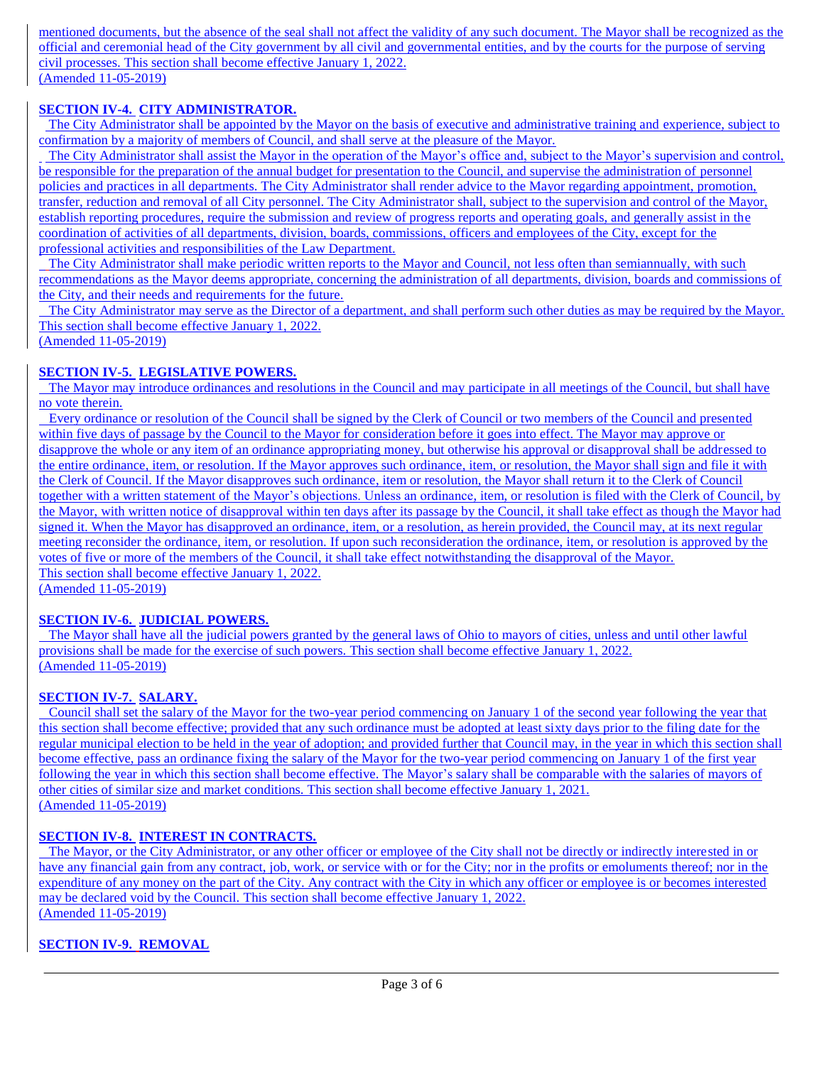mentioned documents, but the absence of the seal shall not affect the validity of any such document. The Mayor shall be recognized as the official and ceremonial head of the City government by all civil and governmental entities, and by the courts for the purpose of serving civil processes. This section shall become effective January 1, 2022.
(Amended 11-05-2019)

**SECTION IV-4. CITY ADMINISTRATOR.**

The City Administrator shall be appointed by the Mayor on the basis of executive and administrative training and experience, subject to confirmation by a majority of members of Council, and shall serve at the pleasure of the Mayor.

The City Administrator shall assist the Mayor in the operation of the Mayor's office and, subject to the Mayor's supervision and control, be responsible for the preparation of the annual budget for presentation to the Council, and supervise the administration of personnel policies and practices in all departments. The City Administrator shall render advice to the Mayor regarding appointment, promotion, transfer, reduction and removal of all City personnel. The City Administrator shall, subject to the supervision and control of the Mayor, establish reporting procedures, require the submission and review of progress reports and operating goals, and generally assist in the coordination of activities of all departments, division, boards, commissions, officers and employees of the City, except for the professional activities and responsibilities of the Law Department.

The City Administrator shall make periodic written reports to the Mayor and Council, not less often than semiannually, with such recommendations as the Mayor deems appropriate, concerning the administration of all departments, division, boards and commissions of the City, and their needs and requirements for the future.

The City Administrator may serve as the Director of a department, and shall perform such other duties as may be required by the Mayor. This section shall become effective January 1, 2022.
(Amended 11-05-2019)

**SECTION IV-5. LEGISLATIVE POWERS.**

The Mayor may introduce ordinances and resolutions in the Council and may participate in all meetings of the Council, but shall have no vote therein.

Every ordinance or resolution of the Council shall be signed by the Clerk of Council or two members of the Council and presented within five days of passage by the Council to the Mayor for consideration before it goes into effect. The Mayor may approve or disapprove the whole or any item of an ordinance appropriating money, but otherwise his approval or disapproval shall be addressed to the entire ordinance, item, or resolution. If the Mayor approves such ordinance, item, or resolution, the Mayor shall sign and file it with the Clerk of Council. If the Mayor disapproves such ordinance, item or resolution, the Mayor shall return it to the Clerk of Council together with a written statement of the Mayor's objections. Unless an ordinance, item, or resolution is filed with the Clerk of Council, by the Mayor, with written notice of disapproval within ten days after its passage by the Council, it shall take effect as though the Mayor had signed it. When the Mayor has disapproved an ordinance, item, or a resolution, as herein provided, the Council may, at its next regular meeting reconsider the ordinance, item, or resolution. If upon such reconsideration the ordinance, item, or resolution is approved by the votes of five or more of the members of the Council, it shall take effect notwithstanding the disapproval of the Mayor.
This section shall become effective January 1, 2022.
(Amended 11-05-2019)

**SECTION IV-6. JUDICIAL POWERS.**

The Mayor shall have all the judicial powers granted by the general laws of Ohio to mayors of cities, unless and until other lawful provisions shall be made for the exercise of such powers. This section shall become effective January 1, 2022.
(Amended 11-05-2019)

**SECTION IV-7. SALARY.**

Council shall set the salary of the Mayor for the two-year period commencing on January 1 of the second year following the year that this section shall become effective; provided that any such ordinance must be adopted at least sixty days prior to the filing date for the regular municipal election to be held in the year of adoption; and provided further that Council may, in the year in which this section shall become effective, pass an ordinance fixing the salary of the Mayor for the two-year period commencing on January 1 of the first year following the year in which this section shall become effective. The Mayor's salary shall be comparable with the salaries of mayors of other cities of similar size and market conditions. This section shall become effective January 1, 2021.
(Amended 11-05-2019)

**SECTION IV-8. INTEREST IN CONTRACTS.**

The Mayor, or the City Administrator, or any other officer or employee of the City shall not be directly or indirectly interested in or have any financial gain from any contract, job, work, or service with or for the City; nor in the profits or emoluments thereof; nor in the expenditure of any money on the part of the City. Any contract with the City in which any officer or employee is or becomes interested may be declared void by the Council. This section shall become effective January 1, 2022.
(Amended 11-05-2019)

**SECTION IV-9. REMOVAL**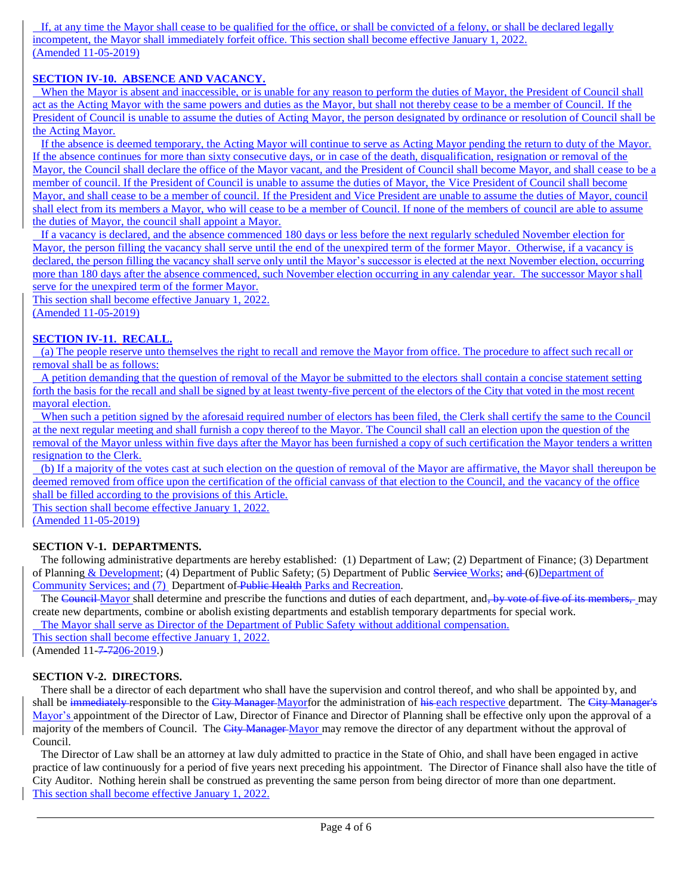If, at any time the Mayor shall cease to be qualified for the office, or shall be convicted of a felony, or shall be declared legally incompetent, the Mayor shall immediately forfeit office. This section shall become effective January 1, 2022.
(Amended 11-05-2019)

**SECTION IV-10. ABSENCE AND VACANCY.**

When the Mayor is absent and inaccessible, or is unable for any reason to perform the duties of Mayor, the President of Council shall act as the Acting Mayor with the same powers and duties as the Mayor, but shall not thereby cease to be a member of Council. If the President of Council is unable to assume the duties of Acting Mayor, the person designated by ordinance or resolution of Council shall be the Acting Mayor.

If the absence is deemed temporary, the Acting Mayor will continue to serve as Acting Mayor pending the return to duty of the Mayor. If the absence continues for more than sixty consecutive days, or in case of the death, disqualification, resignation or removal of the Mayor, the Council shall declare the office of the Mayor vacant, and the President of Council shall become Mayor, and shall cease to be a member of council. If the President of Council is unable to assume the duties of Mayor, the Vice President of Council shall become Mayor, and shall cease to be a member of council. If the President and Vice President are unable to assume the duties of Mayor, council shall elect from its members a Mayor, who will cease to be a member of Council. If none of the members of council are able to assume the duties of Mayor, the council shall appoint a Mayor.

If a vacancy is declared, and the absence commenced 180 days or less before the next regularly scheduled November election for Mayor, the person filling the vacancy shall serve until the end of the unexpired term of the former Mayor. Otherwise, if a vacancy is declared, the person filling the vacancy shall serve only until the Mayor's successor is elected at the next November election, occurring more than 180 days after the absence commenced, such November election occurring in any calendar year. The successor Mayor shall serve for the unexpired term of the former Mayor.

This section shall become effective January 1, 2022.
(Amended 11-05-2019)

**SECTION IV-11. RECALL.**

(a) The people reserve unto themselves the right to recall and remove the Mayor from office. The procedure to affect such recall or removal shall be as follows:

A petition demanding that the question of removal of the Mayor be submitted to the electors shall contain a concise statement setting forth the basis for the recall and shall be signed by at least twenty-five percent of the electors of the City that voted in the most recent mayoral election.

When such a petition signed by the aforesaid required number of electors has been filed, the Clerk shall certify the same to the Council at the next regular meeting and shall furnish a copy thereof to the Mayor. The Council shall call an election upon the question of the removal of the Mayor unless within five days after the Mayor has been furnished a copy of such certification the Mayor tenders a written resignation to the Clerk.

(b) If a majority of the votes cast at such election on the question of removal of the Mayor are affirmative, the Mayor shall thereupon be deemed removed from office upon the certification of the official canvass of that election to the Council, and the vacancy of the office shall be filled according to the provisions of this Article.

This section shall become effective January 1, 2022.
(Amended 11-05-2019)

**SECTION V-1. DEPARTMENTS.**

The following administrative departments are hereby established: (1) Department of Law; (2) Department of Finance; (3) Department of Planning & Development; (4) Department of Public Safety; (5) Department of Public ~~Service~~ Works; ~~and~~ (6) Department of Community Services; and (7) Department of ~~Public Health~~ Parks and Recreation.

The ~~Council~~ Mayor shall determine and prescribe the functions and duties of each department, and~~, by vote of five of its members,~~ may create new departments, combine or abolish existing departments and establish temporary departments for special work.

The Mayor shall serve as Director of the Department of Public Safety without additional compensation.

This section shall become effective January 1, 2022.
(Amended 11-~~7-72~~06-2019.)

**SECTION V-2. DIRECTORS.**

There shall be a director of each department who shall have the supervision and control thereof, and who shall be appointed by, and shall be ~~immediately~~ responsible to the ~~City Manager~~ Mayor for the administration of ~~his~~ each respective department. The ~~City Manager's~~ Mayor's appointment of the Director of Law, Director of Finance and Director of Planning shall be effective only upon the approval of a majority of the members of Council. The ~~City Manager~~ Mayor may remove the director of any department without the approval of Council.

The Director of Law shall be an attorney at law duly admitted to practice in the State of Ohio, and shall have been engaged in active practice of law continuously for a period of five years next preceding his appointment. The Director of Finance shall also have the title of City Auditor. Nothing herein shall be construed as preventing the same person from being director of more than one department.

This section shall become effective January 1, 2022.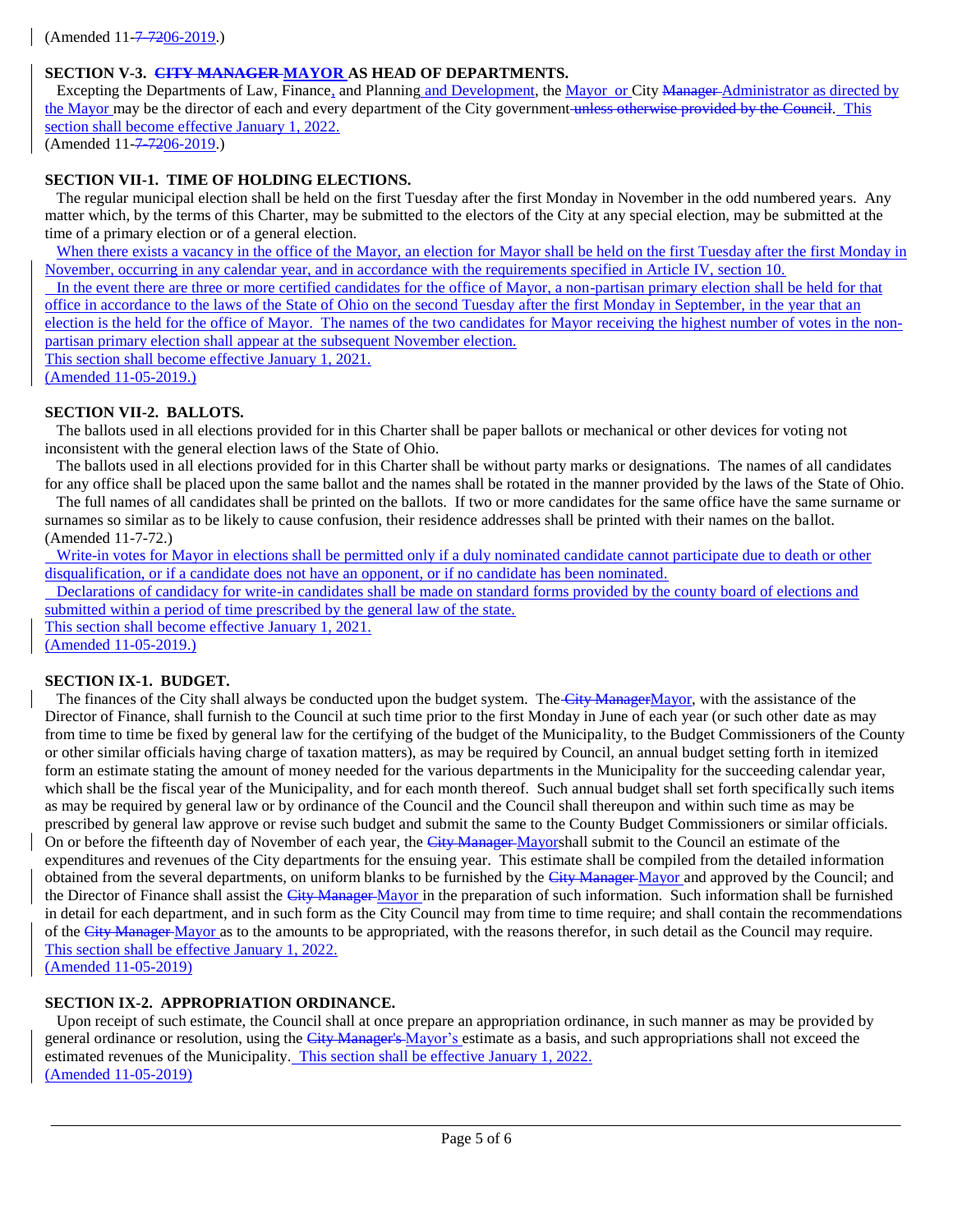(Amended 11-~~7-72~~06-2019.)

**SECTION V-3. ~~CITY MANAGER~~ MAYOR AS HEAD OF DEPARTMENTS.**

Excepting the Departments of Law, Finance, and Planning and Development, the Mayor or City ~~Manager~~ Administrator as directed by the Mayor may be the director of each and every department of the City government ~~unless otherwise provided by the Council~~. This section shall become effective January 1, 2022.
(Amended 11-~~7-72~~06-2019.)

**SECTION VII-1. TIME OF HOLDING ELECTIONS.**

The regular municipal election shall be held on the first Tuesday after the first Monday in November in the odd numbered years. Any matter which, by the terms of this Charter, may be submitted to the electors of the City at any special election, may be submitted at the time of a primary election or of a general election.

When there exists a vacancy in the office of the Mayor, an election for Mayor shall be held on the first Tuesday after the first Monday in November, occurring in any calendar year, and in accordance with the requirements specified in Article IV, section 10.

In the event there are three or more certified candidates for the office of Mayor, a non-partisan primary election shall be held for that office in accordance to the laws of the State of Ohio on the second Tuesday after the first Monday in September, in the year that an election is the held for the office of Mayor. The names of the two candidates for Mayor receiving the highest number of votes in the non-partisan primary election shall appear at the subsequent November election.
This section shall become effective January 1, 2021.
(Amended 11-05-2019.)

**SECTION VII-2. BALLOTS.**

The ballots used in all elections provided for in this Charter shall be paper ballots or mechanical or other devices for voting not inconsistent with the general election laws of the State of Ohio.

The ballots used in all elections provided for in this Charter shall be without party marks or designations. The names of all candidates for any office shall be placed upon the same ballot and the names shall be rotated in the manner provided by the laws of the State of Ohio.

The full names of all candidates shall be printed on the ballots. If two or more candidates for the same office have the same surname or surnames so similar as to be likely to cause confusion, their residence addresses shall be printed with their names on the ballot.
(Amended 11-7-72.)

Write-in votes for Mayor in elections shall be permitted only if a duly nominated candidate cannot participate due to death or other disqualification, or if a candidate does not have an opponent, or if no candidate has been nominated.

Declarations of candidacy for write-in candidates shall be made on standard forms provided by the county board of elections and submitted within a period of time prescribed by the general law of the state.
This section shall become effective January 1, 2021.
(Amended 11-05-2019.)

**SECTION IX-1. BUDGET.**

The finances of the City shall always be conducted upon the budget system. The ~~City Manager~~Mayor, with the assistance of the Director of Finance, shall furnish to the Council at such time prior to the first Monday in June of each year (or such other date as may from time to time be fixed by general law for the certifying of the budget of the Municipality, to the Budget Commissioners of the County or other similar officials having charge of taxation matters), as may be required by Council, an annual budget setting forth in itemized form an estimate stating the amount of money needed for the various departments in the Municipality for the succeeding calendar year, which shall be the fiscal year of the Municipality, and for each month thereof. Such annual budget shall set forth specifically such items as may be required by general law or by ordinance of the Council and the Council shall thereupon and within such time as may be prescribed by general law approve or revise such budget and submit the same to the County Budget Commissioners or similar officials. On or before the fifteenth day of November of each year, the ~~City Manager~~ Mayorshall submit to the Council an estimate of the expenditures and revenues of the City departments for the ensuing year. This estimate shall be compiled from the detailed information obtained from the several departments, on uniform blanks to be furnished by the ~~City Manager~~ Mayor and approved by the Council; and the Director of Finance shall assist the ~~City Manager~~ Mayor in the preparation of such information. Such information shall be furnished in detail for each department, and in such form as the City Council may from time to time require; and shall contain the recommendations of the ~~City Manager~~ Mayor as to the amounts to be appropriated, with the reasons therefor, in such detail as the Council may require.
This section shall be effective January 1, 2022.
(Amended 11-05-2019)

**SECTION IX-2. APPROPRIATION ORDINANCE.**

Upon receipt of such estimate, the Council shall at once prepare an appropriation ordinance, in such manner as may be provided by general ordinance or resolution, using the ~~City Manager's~~ Mayor's estimate as a basis, and such appropriations shall not exceed the estimated revenues of the Municipality. This section shall be effective January 1, 2022.
(Amended 11-05-2019)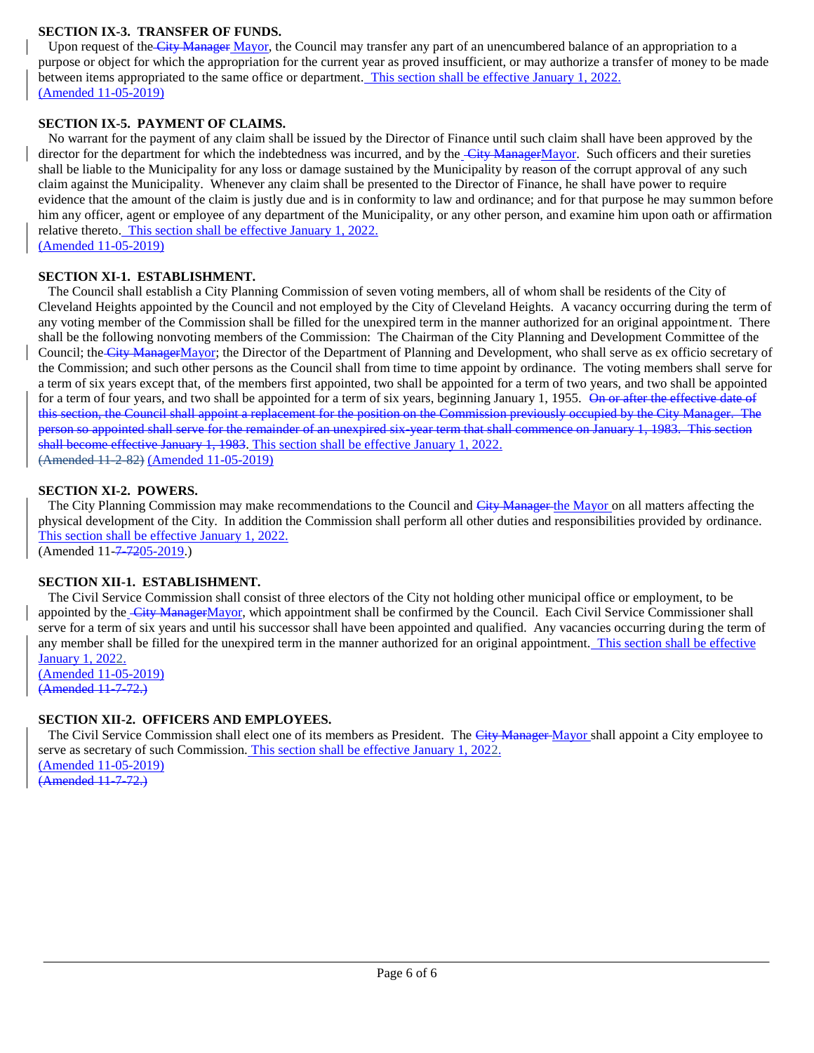**SECTION IX-3. TRANSFER OF FUNDS.**

Upon request of the ~~City Manager~~ Mayor, the Council may transfer any part of an unencumbered balance of an appropriation to a purpose or object for which the appropriation for the current year as proved insufficient, or may authorize a transfer of money to be made between items appropriated to the same office or department. This section shall be effective January 1, 2022.
(Amended 11-05-2019)

**SECTION IX-5. PAYMENT OF CLAIMS.**

No warrant for the payment of any claim shall be issued by the Director of Finance until such claim shall have been approved by the director for the department for which the indebtedness was incurred, and by the ~~City Manager~~Mayor. Such officers and their sureties shall be liable to the Municipality for any loss or damage sustained by the Municipality by reason of the corrupt approval of any such claim against the Municipality. Whenever any claim shall be presented to the Director of Finance, he shall have power to require evidence that the amount of the claim is justly due and is in conformity to law and ordinance; and for that purpose he may summon before him any officer, agent or employee of any department of the Municipality, or any other person, and examine him upon oath or affirmation relative thereto. This section shall be effective January 1, 2022.
(Amended 11-05-2019)

**SECTION XI-1. ESTABLISHMENT.**

The Council shall establish a City Planning Commission of seven voting members, all of whom shall be residents of the City of Cleveland Heights appointed by the Council and not employed by the City of Cleveland Heights. A vacancy occurring during the term of any voting member of the Commission shall be filled for the unexpired term in the manner authorized for an original appointment. There shall be the following nonvoting members of the Commission: The Chairman of the City Planning and Development Committee of the Council; the ~~City Manager~~Mayor; the Director of the Department of Planning and Development, who shall serve as ex officio secretary of the Commission; and such other persons as the Council shall from time to time appoint by ordinance. The voting members shall serve for a term of six years except that, of the members first appointed, two shall be appointed for a term of two years, and two shall be appointed for a term of four years, and two shall be appointed for a term of six years, beginning January 1, 1955. ~~On or after the effective date of this section, the Council shall appoint a replacement for the position on the Commission previously occupied by the City Manager. The person so appointed shall serve for the remainder of an unexpired six-year term that shall commence on January 1, 1983. This section shall become effective January 1, 1983.~~ This section shall be effective January 1, 2022.
~~(Amended 11-2-82)~~ (Amended 11-05-2019)

**SECTION XI-2. POWERS.**

The City Planning Commission may make recommendations to the Council and ~~City Manager~~ the Mayor on all matters affecting the physical development of the City. In addition the Commission shall perform all other duties and responsibilities provided by ordinance. This section shall be effective January 1, 2022.
(Amended 11-~~7-72~~05-2019.)

**SECTION XII-1. ESTABLISHMENT.**

The Civil Service Commission shall consist of three electors of the City not holding other municipal office or employment, to be appointed by the ~~City Manager~~Mayor, which appointment shall be confirmed by the Council. Each Civil Service Commissioner shall serve for a term of six years and until his successor shall have been appointed and qualified. Any vacancies occurring during the term of any member shall be filled for the unexpired term in the manner authorized for an original appointment. This section shall be effective January 1, 2022.
(Amended 11-05-2019)
~~(Amended 11-7-72.)~~

**SECTION XII-2. OFFICERS AND EMPLOYEES.**

The Civil Service Commission shall elect one of its members as President. The ~~City Manager~~ Mayor shall appoint a City employee to serve as secretary of such Commission. This section shall be effective January 1, 2022.
(Amended 11-05-2019)
~~(Amended 11-7-72.)~~